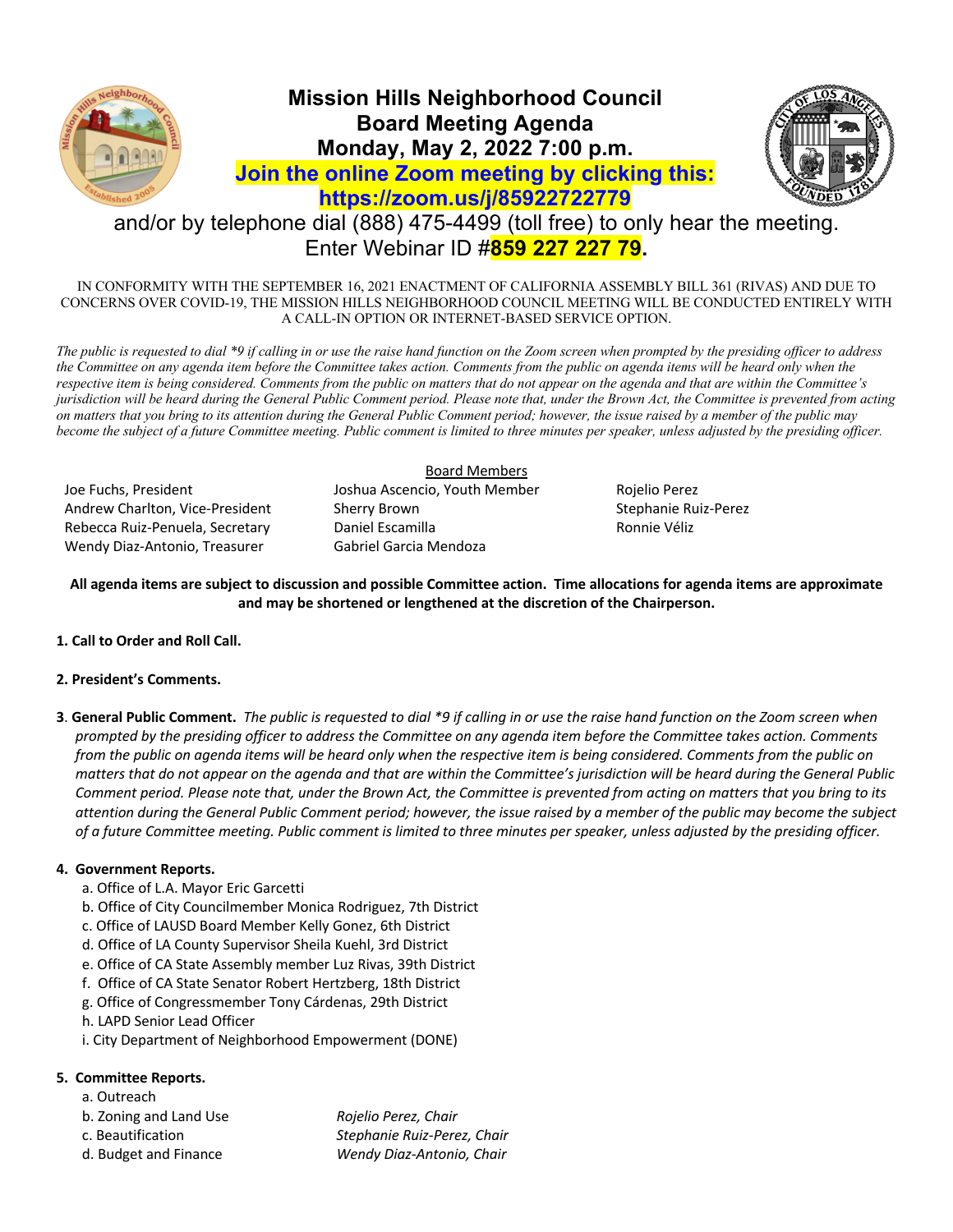# Mission Hills Neighborhood Council
## Board Meeting Agenda
## Monday, May 2, 2022 7:00 p.m.
## Join the online Zoom meeting by clicking this: https://zoom.us/j/85922722779

and/or by telephone dial (888) 475-4499 (toll free) to only hear the meeting.
Enter Webinar ID #**859 227 227 79**.

IN CONFORMITY WITH THE SEPTEMBER 16, 2021 ENACTMENT OF CALIFORNIA ASSEMBLY BILL 361 (RIVAS) AND DUE TO CONCERNS OVER COVID-19, THE MISSION HILLS NEIGHBORHOOD COUNCIL MEETING WILL BE CONDUCTED ENTIRELY WITH A CALL-IN OPTION OR INTERNET-BASED SERVICE OPTION.

*The public is requested to dial *9 if calling in or use the raise hand function on the Zoom screen when prompted by the presiding officer to address the Committee on any agenda item before the Committee takes action. Comments from the public on agenda items will be heard only when the respective item is being considered. Comments from the public on matters that do not appear on the agenda and that are within the Committee's jurisdiction will be heard during the General Public Comment period. Please note that, under the Brown Act, the Committee is prevented from acting on matters that you bring to its attention during the General Public Comment period; however, the issue raised by a member of the public may become the subject of a future Committee meeting. Public comment is limited to three minutes per speaker, unless adjusted by the presiding officer.*

Board Members

Joe Fuchs, President
Andrew Charlton, Vice-President
Rebecca Ruiz-Penuela, Secretary
Wendy Diaz-Antonio, Treasurer
Joshua Ascencio, Youth Member
Sherry Brown
Daniel Escamilla
Gabriel Garcia Mendoza
Rojelio Perez
Stephanie Ruiz-Perez
Ronnie Véliz

**All agenda items are subject to discussion and possible Committee action. Time allocations for agenda items are approximate and may be shortened or lengthened at the discretion of the Chairperson.**

**1. Call to Order and Roll Call.**

**2. President's Comments.**

**3. General Public Comment.** *The public is requested to dial *9 if calling in or use the raise hand function on the Zoom screen when prompted by the presiding officer to address the Committee on any agenda item before the Committee takes action. Comments from the public on agenda items will be heard only when the respective item is being considered. Comments from the public on matters that do not appear on the agenda and that are within the Committee's jurisdiction will be heard during the General Public Comment period. Please note that, under the Brown Act, the Committee is prevented from acting on matters that you bring to its attention during the General Public Comment period; however, the issue raised by a member of the public may become the subject of a future Committee meeting. Public comment is limited to three minutes per speaker, unless adjusted by the presiding officer.*

**4. Government Reports.**
- a. Office of L.A. Mayor Eric Garcetti
- b. Office of City Councilmember Monica Rodriguez, 7th District
- c. Office of LAUSD Board Member Kelly Gonez, 6th District
- d. Office of LA County Supervisor Sheila Kuehl, 3rd District
- e. Office of CA State Assembly member Luz Rivas, 39th District
- f. Office of CA State Senator Robert Hertzberg, 18th District
- g. Office of Congressmember Tony Cárdenas, 29th District
- h. LAPD Senior Lead Officer
- i. City Department of Neighborhood Empowerment (DONE)

**5. Committee Reports.**
- a. Outreach
- b. Zoning and Land Use — *Rojelio Perez, Chair*
- c. Beautification — *Stephanie Ruiz-Perez, Chair*
- d. Budget and Finance — *Wendy Diaz-Antonio, Chair*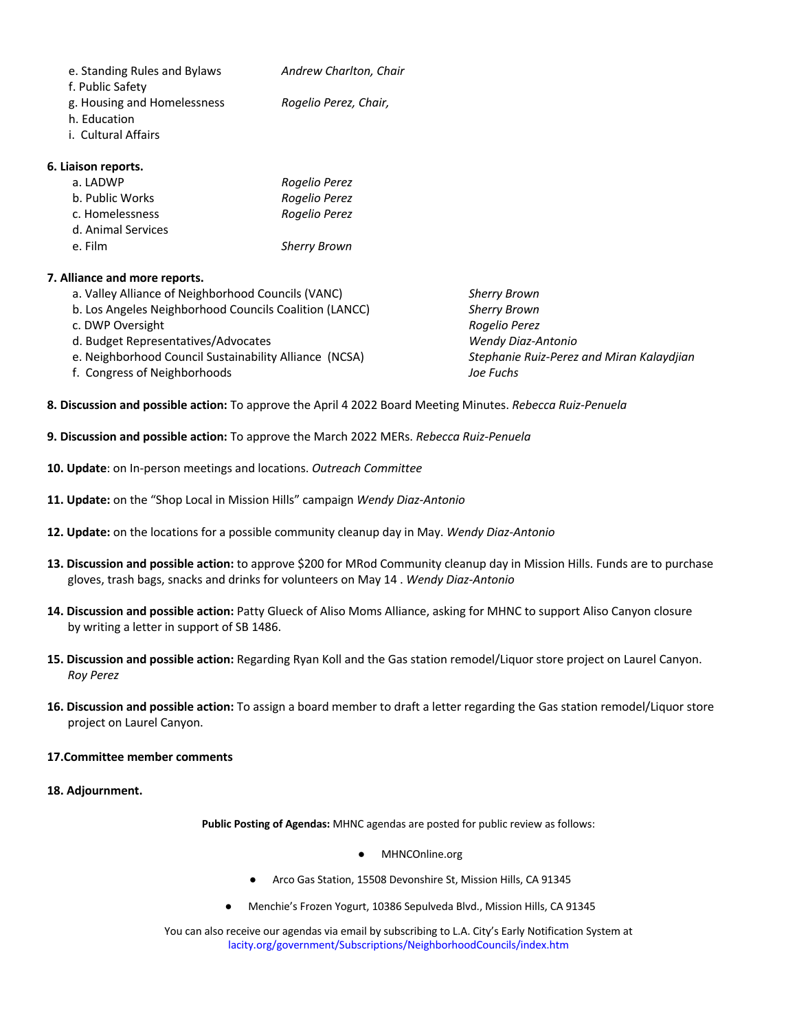e. Standing Rules and Bylaws *Andrew Charlton, Chair*
f. Public Safety
g. Housing and Homelessness *Rogelio Perez, Chair,*
h. Education
i. Cultural Affairs

**6. Liaison reports.**

a. LADWP *Rogelio Perez*
b. Public Works *Rogelio Perez*
c. Homelessness *Rogelio Perez*
d. Animal Services
e. Film *Sherry Brown*

**7. Alliance and more reports.**

a. Valley Alliance of Neighborhood Councils (VANC) *Sherry Brown*
b. Los Angeles Neighborhood Councils Coalition (LANCC) *Sherry Brown*
c. DWP Oversight *Rogelio Perez*
d. Budget Representatives/Advocates *Wendy Diaz-Antonio*
e. Neighborhood Council Sustainability Alliance (NCSA) *Stephanie Ruiz-Perez and Miran Kalaydjian*
f. Congress of Neighborhoods *Joe Fuchs*

**8. Discussion and possible action:** To approve the April 4 2022 Board Meeting Minutes. *Rebecca Ruiz-Penuela*

**9. Discussion and possible action:** To approve the March 2022 MERs. *Rebecca Ruiz-Penuela*

**10. Update**: on In-person meetings and locations. *Outreach Committee*

**11. Update:** on the "Shop Local in Mission Hills" campaign *Wendy Diaz-Antonio*

**12. Update:** on the locations for a possible community cleanup day in May. *Wendy Diaz-Antonio*

**13. Discussion and possible action:** to approve $200 for MRod Community cleanup day in Mission Hills. Funds are to purchase gloves, trash bags, snacks and drinks for volunteers on May 14 . *Wendy Diaz-Antonio*

**14. Discussion and possible action:** Patty Glueck of Aliso Moms Alliance, asking for MHNC to support Aliso Canyon closure by writing a letter in support of SB 1486.

**15. Discussion and possible action:** Regarding Ryan Koll and the Gas station remodel/Liquor store project on Laurel Canyon. *Roy Perez*

**16. Discussion and possible action:** To assign a board member to draft a letter regarding the Gas station remodel/Liquor store project on Laurel Canyon.

**17.Committee member comments**

**18. Adjournment.**

**Public Posting of Agendas:** MHNC agendas are posted for public review as follows:

- MHNCOnline.org
- Arco Gas Station, 15508 Devonshire St, Mission Hills, CA 91345
- Menchie's Frozen Yogurt, 10386 Sepulveda Blvd., Mission Hills, CA 91345

You can also receive our agendas via email by subscribing to L.A. City's Early Notification System at lacity.org/government/Subscriptions/NeighborhoodCouncils/index.htm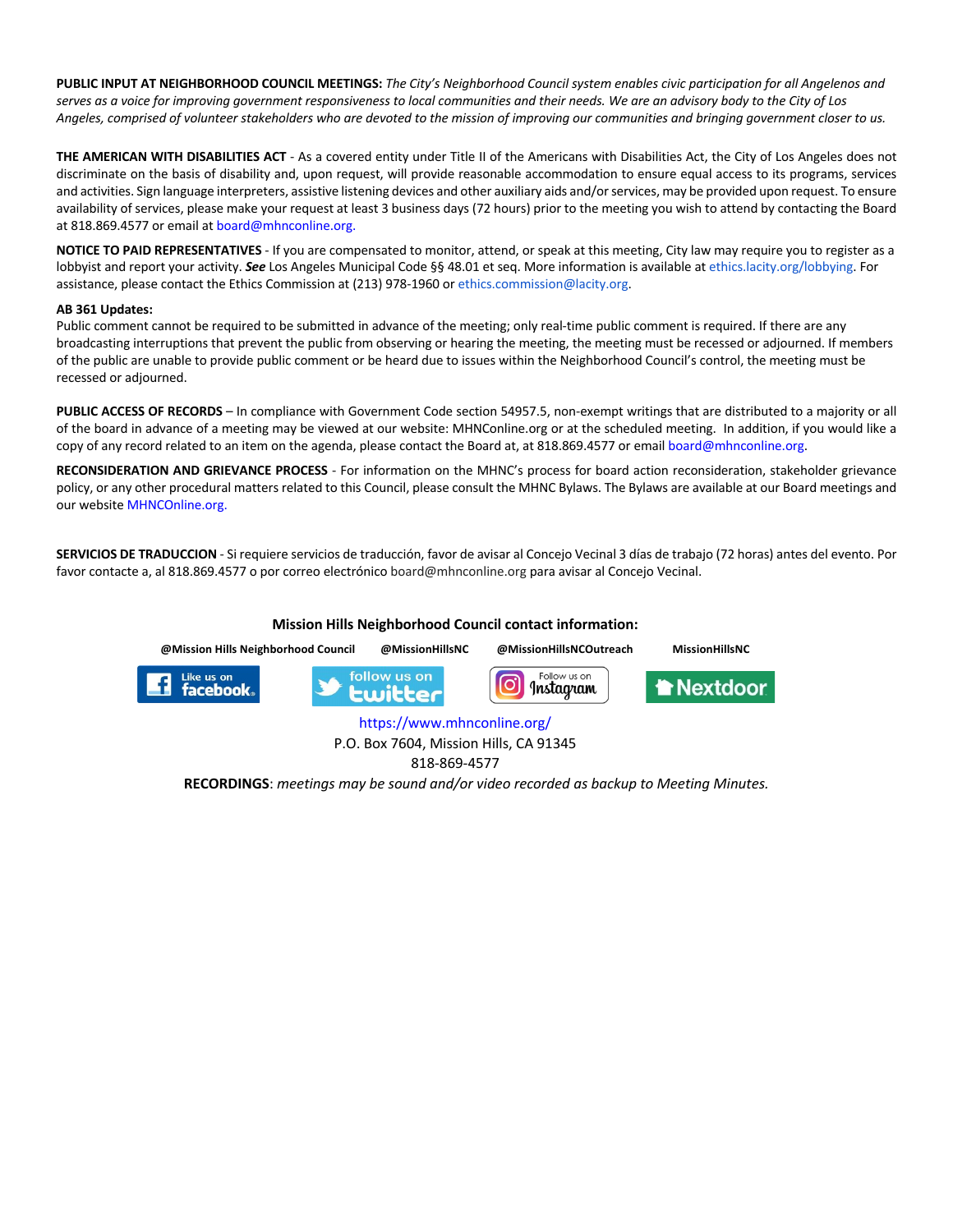**PUBLIC INPUT AT NEIGHBORHOOD COUNCIL MEETINGS:** *The City's Neighborhood Council system enables civic participation for all Angelenos and serves as a voice for improving government responsiveness to local communities and their needs. We are an advisory body to the City of Los Angeles, comprised of volunteer stakeholders who are devoted to the mission of improving our communities and bringing government closer to us.*

**THE AMERICAN WITH DISABILITIES ACT** - As a covered entity under Title II of the Americans with Disabilities Act, the City of Los Angeles does not discriminate on the basis of disability and, upon request, will provide reasonable accommodation to ensure equal access to its programs, services and activities. Sign language interpreters, assistive listening devices and other auxiliary aids and/or services, may be provided upon request. To ensure availability of services, please make your request at least 3 business days (72 hours) prior to the meeting you wish to attend by contacting the Board at 818.869.4577 or email at board@mhnconline.org.

**NOTICE TO PAID REPRESENTATIVES** - If you are compensated to monitor, attend, or speak at this meeting, City law may require you to register as a lobbyist and report your activity. ***See*** Los Angeles Municipal Code §§ 48.01 et seq. More information is available at ethics.lacity.org/lobbying. For assistance, please contact the Ethics Commission at (213) 978-1960 or ethics.commission@lacity.org.

**AB 361 Updates:**
Public comment cannot be required to be submitted in advance of the meeting; only real-time public comment is required. If there are any broadcasting interruptions that prevent the public from observing or hearing the meeting, the meeting must be recessed or adjourned. If members of the public are unable to provide public comment or be heard due to issues within the Neighborhood Council's control, the meeting must be recessed or adjourned.

**PUBLIC ACCESS OF RECORDS** – In compliance with Government Code section 54957.5, non-exempt writings that are distributed to a majority or all of the board in advance of a meeting may be viewed at our website: MHNConline.org or at the scheduled meeting. In addition, if you would like a copy of any record related to an item on the agenda, please contact the Board at, at 818.869.4577 or email board@mhnconline.org.

**RECONSIDERATION AND GRIEVANCE PROCESS** - For information on the MHNC's process for board action reconsideration, stakeholder grievance policy, or any other procedural matters related to this Council, please consult the MHNC Bylaws. The Bylaws are available at our Board meetings and our website MHNCOnline.org.

**SERVICIOS DE TRADUCCION** - Si requiere servicios de traducción, favor de avisar al Concejo Vecinal 3 días de trabajo (72 horas) antes del evento. Por favor contacte a, al 818.869.4577 o por correo electrónico board@mhnconline.org para avisar al Concejo Vecinal.

**Mission Hills Neighborhood Council contact information:**

**@Mission Hills Neighborhood Council** — Like us on facebook
**@MissionHillsNC** — follow us on twitter
**@MissionHillsNCOutreach** — Follow us on Instagram
**MissionHillsNC** — Nextdoor

https://www.mhnconline.org/
P.O. Box 7604, Mission Hills, CA 91345
818-869-4577

**RECORDINGS**: *meetings may be sound and/or video recorded as backup to Meeting Minutes.*